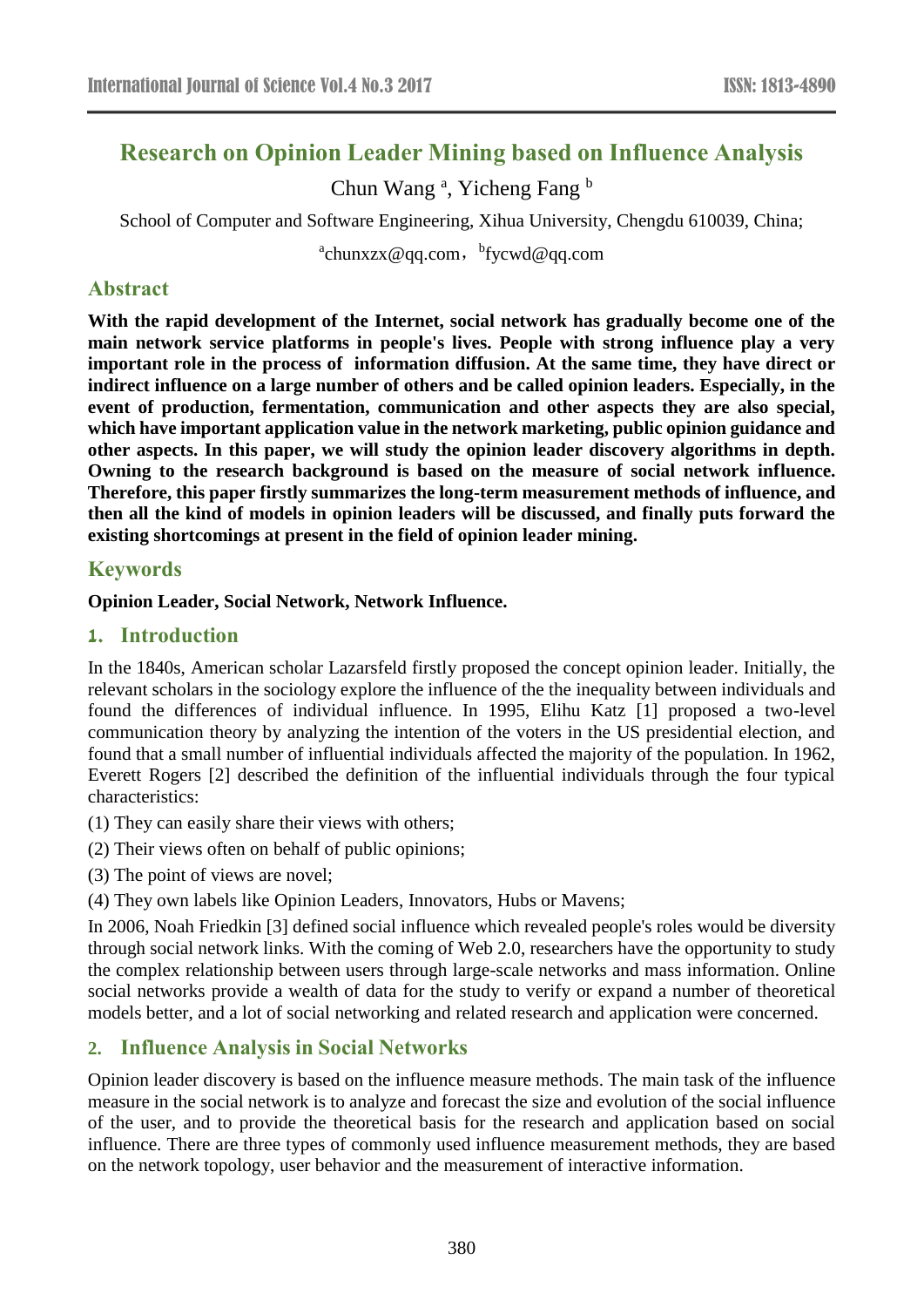# Research on Opinion Leader Mining based on Influence Analysis

Chun Wang [a], Yicheng Fang [b]

School of Computer and Software Engineering, Xihua University, Chengdu 610039, China;

[a]chunxzx@qq.com，[b]fycwd@qq.com

## Abstract

**With the rapid development of the Internet, social network has gradually become one of the main network service platforms in people's lives. People with strong influence play a very important role in the process of information diffusion. At the same time, they have direct or indirect influence on a large number of others and be called opinion leaders. Especially, in the event of production, fermentation, communication and other aspects they are also special, which have important application value in the network marketing, public opinion guidance and other aspects. In this paper, we will study the opinion leader discovery algorithms in depth. Owning to the research background is based on the measure of social network influence. Therefore, this paper firstly summarizes the long-term measurement methods of influence, and then all the kind of models in opinion leaders will be discussed, and finally puts forward the existing shortcomings at present in the field of opinion leader mining.**

## Keywords

**Opinion Leader, Social Network, Network Influence.**

## 1. Introduction

In the 1840s, American scholar Lazarsfeld firstly proposed the concept opinion leader. Initially, the relevant scholars in the sociology explore the influence of the the inequality between individuals and found the differences of individual influence. In 1995, Elihu Katz [1] proposed a two-level communication theory by analyzing the intention of the voters in the US presidential election, and found that a small number of influential individuals affected the majority of the population. In 1962, Everett Rogers [2] described the definition of the influential individuals through the four typical characteristics:

(1) They can easily share their views with others;

(2) Their views often on behalf of public opinions;

(3) The point of views are novel;

(4) They own labels like Opinion Leaders, Innovators, Hubs or Mavens;

In 2006, Noah Friedkin [3] defined social influence which revealed people's roles would be diversity through social network links. With the coming of Web 2.0, researchers have the opportunity to study the complex relationship between users through large-scale networks and mass information. Online social networks provide a wealth of data for the study to verify or expand a number of theoretical models better, and a lot of social networking and related research and application were concerned.

## 2. Influence Analysis in Social Networks

Opinion leader discovery is based on the influence measure methods. The main task of the influence measure in the social network is to analyze and forecast the size and evolution of the social influence of the user, and to provide the theoretical basis for the research and application based on social influence. There are three types of commonly used influence measurement methods, they are based on the network topology, user behavior and the measurement of interactive information.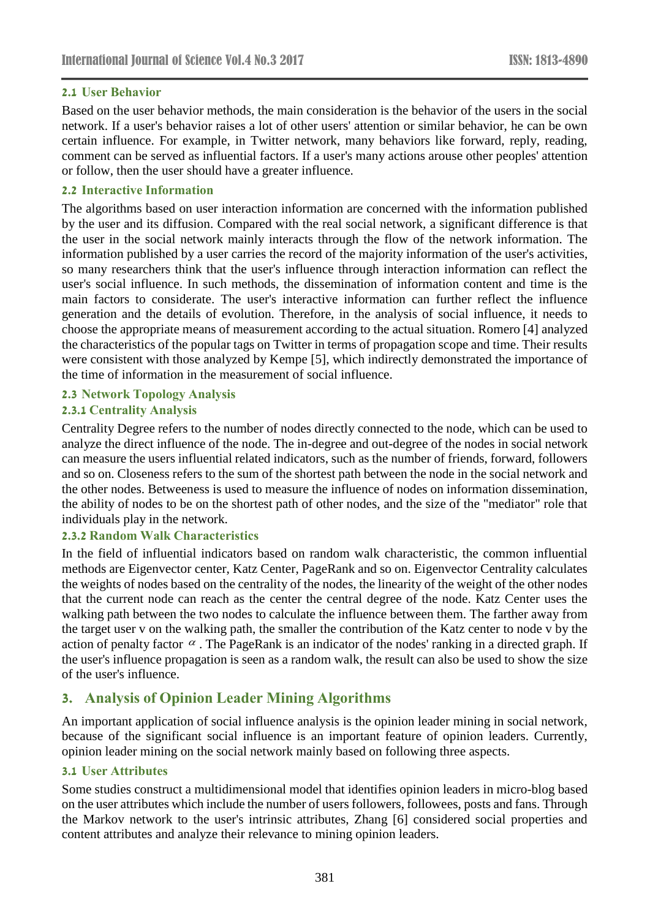### 2.1 User Behavior

Based on the user behavior methods, the main consideration is the behavior of the users in the social network. If a user's behavior raises a lot of other users' attention or similar behavior, he can be own certain influence. For example, in Twitter network, many behaviors like forward, reply, reading, comment can be served as influential factors. If a user's many actions arouse other peoples' attention or follow, then the user should have a greater influence.

### 2.2 Interactive Information

The algorithms based on user interaction information are concerned with the information published by the user and its diffusion. Compared with the real social network, a significant difference is that the user in the social network mainly interacts through the flow of the network information. The information published by a user carries the record of the majority information of the user's activities, so many researchers think that the user's influence through interaction information can reflect the user's social influence. In such methods, the dissemination of information content and time is the main factors to considerate. The user's interactive information can further reflect the influence generation and the details of evolution. Therefore, in the analysis of social influence, it needs to choose the appropriate means of measurement according to the actual situation. Romero [4] analyzed the characteristics of the popular tags on Twitter in terms of propagation scope and time. Their results were consistent with those analyzed by Kempe [5], which indirectly demonstrated the importance of the time of information in the measurement of social influence.

### 2.3 Network Topology Analysis

#### 2.3.1 Centrality Analysis

Centrality Degree refers to the number of nodes directly connected to the node, which can be used to analyze the direct influence of the node. The in-degree and out-degree of the nodes in social network can measure the users influential related indicators, such as the number of friends, forward, followers and so on. Closeness refers to the sum of the shortest path between the node in the social network and the other nodes. Betweeness is used to measure the influence of nodes on information dissemination, the ability of nodes to be on the shortest path of other nodes, and the size of the "mediator" role that individuals play in the network.

#### 2.3.2 Random Walk Characteristics

In the field of influential indicators based on random walk characteristic, the common influential methods are Eigenvector center, Katz Center, PageRank and so on. Eigenvector Centrality calculates the weights of nodes based on the centrality of the nodes, the linearity of the weight of the other nodes that the current node can reach as the center the central degree of the node. Katz Center uses the walking path between the two nodes to calculate the influence between them. The farther away from the target user v on the walking path, the smaller the contribution of the Katz center to node v by the action of penalty factor $\alpha$. The PageRank is an indicator of the nodes' ranking in a directed graph. If the user's influence propagation is seen as a random walk, the result can also be used to show the size of the user's influence.

## 3. Analysis of Opinion Leader Mining Algorithms

An important application of social influence analysis is the opinion leader mining in social network, because of the significant social influence is an important feature of opinion leaders. Currently, opinion leader mining on the social network mainly based on following three aspects.

### 3.1 User Attributes

Some studies construct a multidimensional model that identifies opinion leaders in micro-blog based on the user attributes which include the number of users followers, followees, posts and fans. Through the Markov network to the user's intrinsic attributes, Zhang [6] considered social properties and content attributes and analyze their relevance to mining opinion leaders.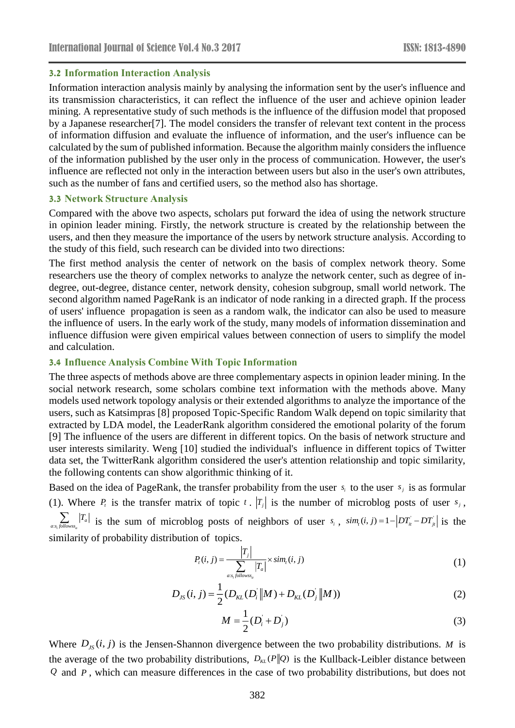### 3.2 Information Interaction Analysis

Information interaction analysis mainly by analysing the information sent by the user's influence and its transmission characteristics, it can reflect the influence of the user and achieve opinion leader mining. A representative study of such methods is the influence of the diffusion model that proposed by a Japanese researcher[7]. The model considers the transfer of relevant text content in the process of information diffusion and evaluate the influence of information, and the user's influence can be calculated by the sum of published information. Because the algorithm mainly considers the influence of the information published by the user only in the process of communication. However, the user's influence are reflected not only in the interaction between users but also in the user's own attributes, such as the number of fans and certified users, so the method also has shortage.

### 3.3 Network Structure Analysis

Compared with the above two aspects, scholars put forward the idea of using the network structure in opinion leader mining. Firstly, the network structure is created by the relationship between the users, and then they measure the importance of the users by network structure analysis. According to the study of this field, such research can be divided into two directions:

The first method analysis the center of network on the basis of complex network theory. Some researchers use the theory of complex networks to analyze the network center, such as degree of in-degree, out-degree, distance center, network density, cohesion subgroup, small world network. The second algorithm named PageRank is an indicator of node ranking in a directed graph. If the process of users' influence propagation is seen as a random walk, the indicator can also be used to measure the influence of users. In the early work of the study, many models of information dissemination and influence diffusion were given empirical values between connection of users to simplify the model and calculation.

### 3.4 Influence Analysis Combine With Topic Information

The three aspects of methods above are three complementary aspects in opinion leader mining. In the social network research, some scholars combine text information with the methods above. Many models used network topology analysis or their extended algorithms to analyze the importance of the users, such as Katsimpras [8] proposed Topic-Specific Random Walk depend on topic similarity that extracted by LDA model, the LeaderRank algorithm considered the emotional polarity of the forum [9] The influence of the users are different in different topics. On the basis of network structure and user interests similarity. Weng [10] studied the individual's influence in different topics of Twitter data set, the TwitterRank algorithm considered the user's attention relationship and topic similarity, the following contents can show algorithmic thinking of it.

Based on the idea of PageRank, the transfer probability from the user $s_i$ to the user $s_j$ is as formular (1). Where $P_t$ is the transfer matrix of topic $t$. $|T_j|$ is the number of microblog posts of user $s_j$, $\sum_{a:s_i\ follows\ s_a} |T_a|$ is the sum of microblog posts of neighbors of user $s_i$, $sim_t(i,j) = 1 - |DT'_{it} - DT'_{jt}|$ is the similarity of probability distribution of topics.

$$P_t(i,j) = \frac{|T_j|}{\sum_{a:s_i\ follows\ s_a} |T_a|} \times sim_t(i,j) \tag{1}$$

$$D_{JS}(i,j) = \frac{1}{2}(D_{KL}(D'_i \| M) + D_{KL}(D'_j \| M)) \tag{2}$$

$$M = \frac{1}{2}(D'_i + D'_j) \tag{3}$$

Where $D_{JS}(i,j)$ is the Jensen-Shannon divergence between the two probability distributions. $M$ is the average of the two probability distributions, $D_{KL}(P\|Q)$ is the Kullback-Leibler distance between $Q$ and $P$, which can measure differences in the case of two probability distributions, but does not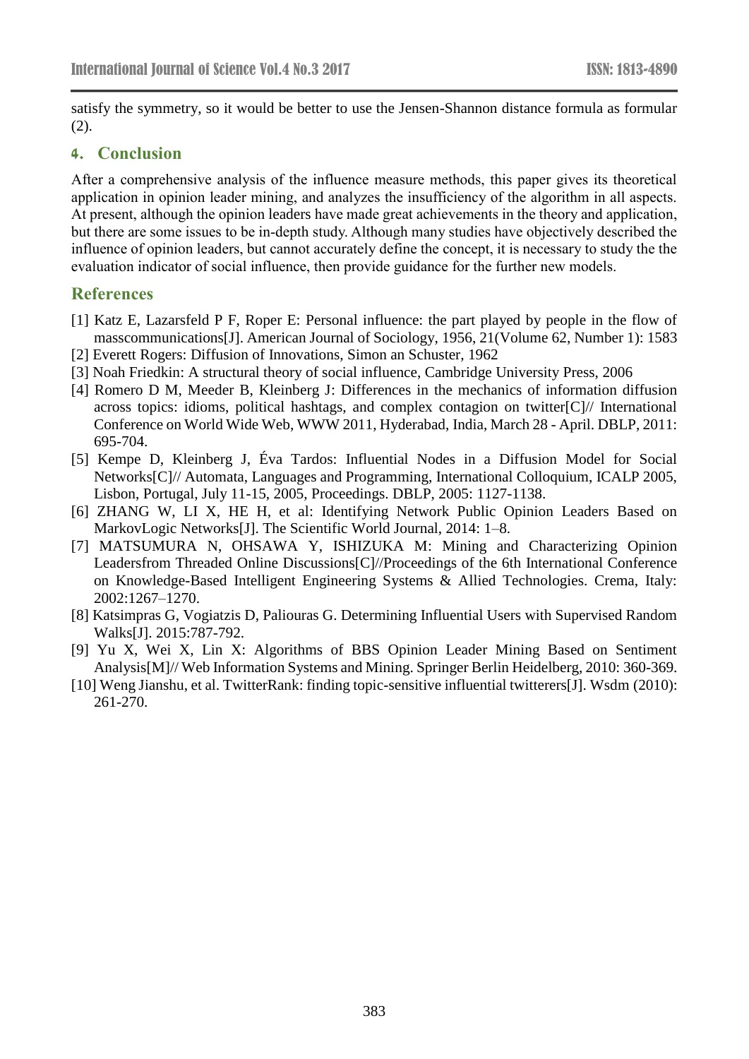satisfy the symmetry, so it would be better to use the Jensen-Shannon distance formula as formular (2).

## 4. Conclusion

After a comprehensive analysis of the influence measure methods, this paper gives its theoretical application in opinion leader mining, and analyzes the insufficiency of the algorithm in all aspects. At present, although the opinion leaders have made great achievements in the theory and application, but there are some issues to be in-depth study. Although many studies have objectively described the influence of opinion leaders, but cannot accurately define the concept, it is necessary to study the the evaluation indicator of social influence, then provide guidance for the further new models.

## References

[1] Katz E, Lazarsfeld P F, Roper E: Personal influence: the part played by people in the flow of masscommunications[J]. American Journal of Sociology, 1956, 21(Volume 62, Number 1): 1583

[2] Everett Rogers: Diffusion of Innovations, Simon an Schuster, 1962

[3] Noah Friedkin: A structural theory of social influence, Cambridge University Press, 2006

[4] Romero D M, Meeder B, Kleinberg J: Differences in the mechanics of information diffusion across topics: idioms, political hashtags, and complex contagion on twitter[C]// International Conference on World Wide Web, WWW 2011, Hyderabad, India, March 28 - April. DBLP, 2011: 695-704.

[5] Kempe D, Kleinberg J, Éva Tardos: Influential Nodes in a Diffusion Model for Social Networks[C]// Automata, Languages and Programming, International Colloquium, ICALP 2005, Lisbon, Portugal, July 11-15, 2005, Proceedings. DBLP, 2005: 1127-1138.

[6] ZHANG W, LI X, HE H, et al: Identifying Network Public Opinion Leaders Based on MarkovLogic Networks[J]. The Scientific World Journal, 2014: 1–8.

[7] MATSUMURA N, OHSAWA Y, ISHIZUKA M: Mining and Characterizing Opinion Leadersfrom Threaded Online Discussions[C]//Proceedings of the 6th International Conference on Knowledge-Based Intelligent Engineering Systems & Allied Technologies. Crema, Italy: 2002:1267–1270.

[8] Katsimpras G, Vogiatzis D, Paliouras G. Determining Influential Users with Supervised Random Walks[J]. 2015:787-792.

[9] Yu X, Wei X, Lin X: Algorithms of BBS Opinion Leader Mining Based on Sentiment Analysis[M]// Web Information Systems and Mining. Springer Berlin Heidelberg, 2010: 360-369.

[10] Weng Jianshu, et al. TwitterRank: finding topic-sensitive influential twitterers[J]. Wsdm (2010): 261-270.